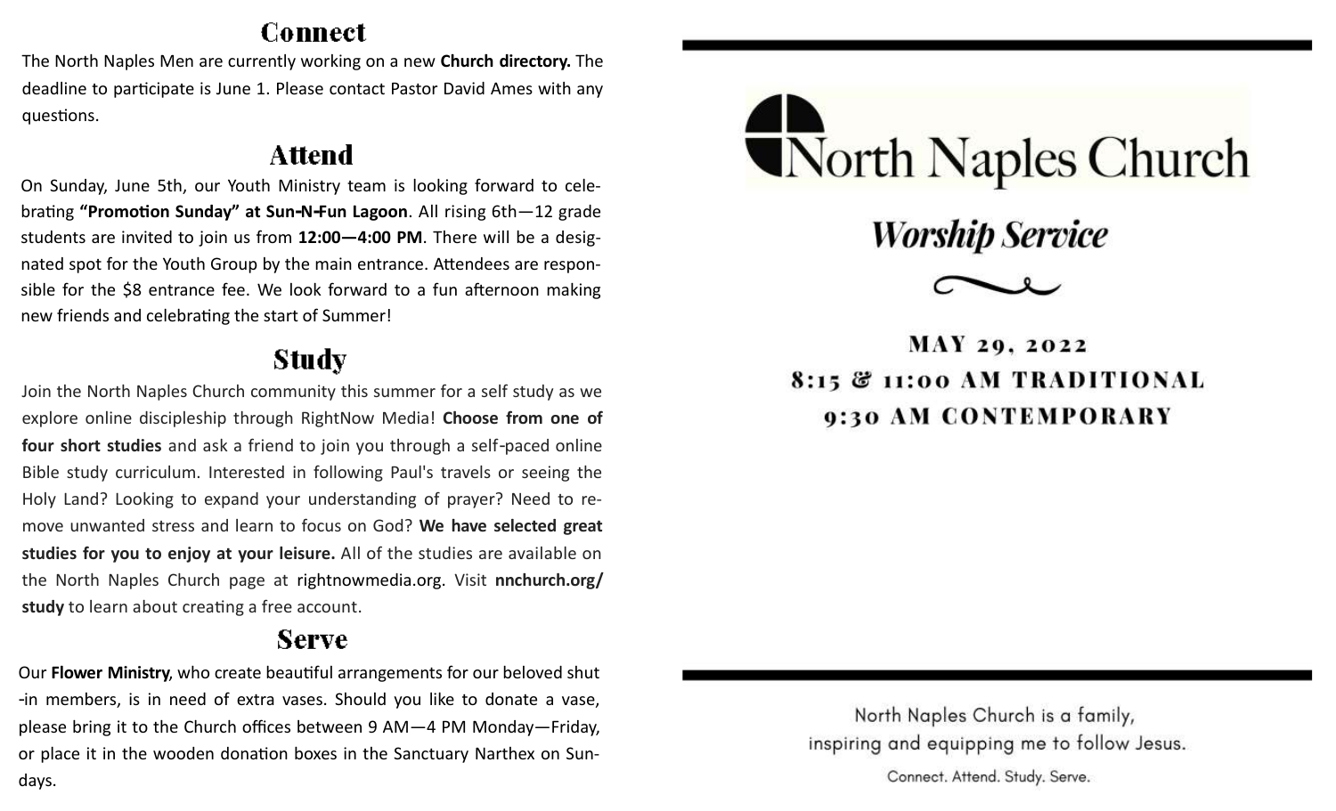## Connect

The North Naples Men are currently working on a new **Church directory.** The deadline to participate is June 1. Please contact Pastor David Ames with any questions.

## Attend

On Sunday, June 5th, our Youth Ministry team is looking forward to celebrating **"Promotion Sunday" at Sun-N-Fun Lagoon**. All rising 6th—12 grade students are invited to join us from **12:00—4:00 PM**. There will be a designated spot for the Youth Group by the main entrance. Attendees are responsible for the $8 entrance fee. We look forward to a fun afternoon making new friends and celebrating the start of Summer!

## Study

Join the North Naples Church community this summer for a self study as we explore online discipleship through RightNow Media! **Choose from one of four short studies** and ask a friend to join you through a self-paced online Bible study curriculum. Interested in following Paul's travels or seeing the Holy Land? Looking to expand your understanding of prayer? Need to remove unwanted stress and learn to focus on God? **We have selected great studies for you to enjoy at your leisure.** All of the studies are available on the North Naples Church page at rightnowmedia.org. Visit **nnchurch.org/study** to learn about creating a free account.

## Serve

Our **Flower Ministry**, who create beautiful arrangements for our beloved shut-in members, is in need of extra vases. Should you like to donate a vase, please bring it to the Church offices between 9 AM—4 PM Monday—Friday, or place it in the wooden donation boxes in the Sanctuary Narthex on Sundays.

---

# North Naples Church

## *Worship Service*

**MAY 29, 2022**

**8:15 & 11:00 AM TRADITIONAL**

**9:30 AM CONTEMPORARY**

---

North Naples Church is a family,
inspiring and equipping me to follow Jesus.

Connect. Attend. Study. Serve.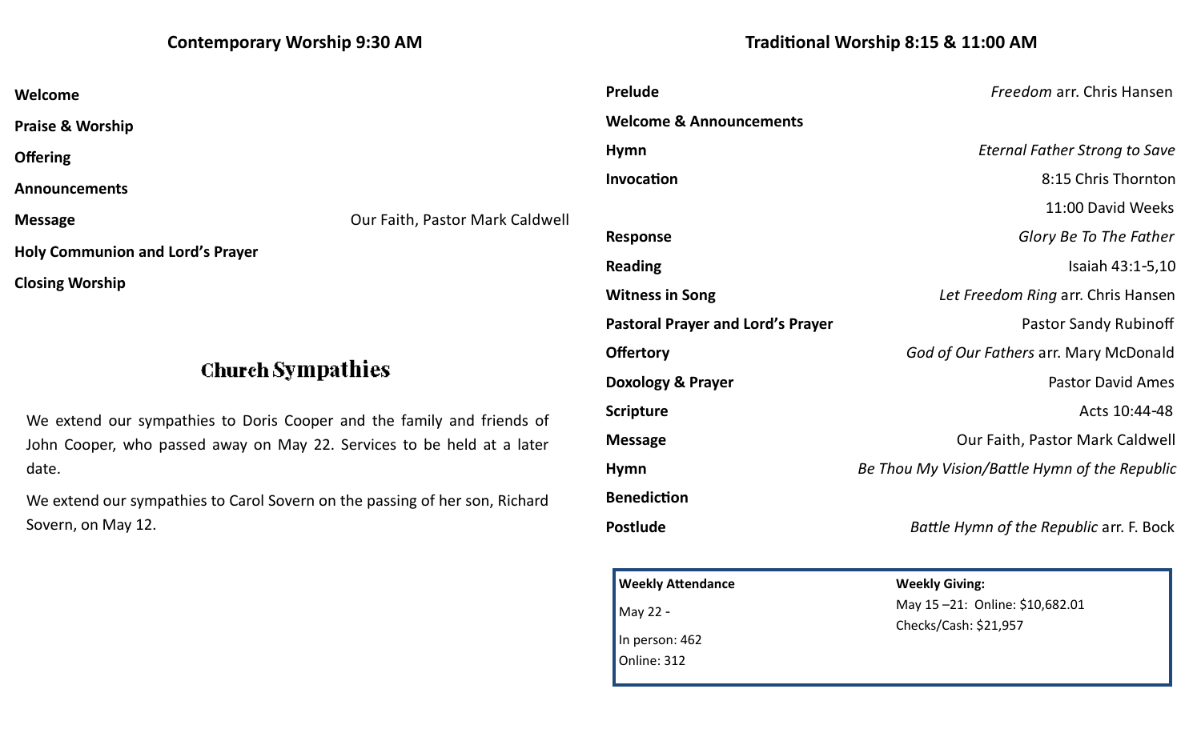## Contemporary Worship 9:30 AM

**Welcome**

**Praise & Worship**

**Offering**

**Announcements**

**Message** — Our Faith, Pastor Mark Caldwell

**Holy Communion and Lord's Prayer**

**Closing Worship**

## Church Sympathies

We extend our sympathies to Doris Cooper and the family and friends of John Cooper, who passed away on May 22. Services to be held at a later date.

We extend our sympathies to Carol Sovern on the passing of her son, Richard Sovern, on May 12.

## Traditional Worship 8:15 & 11:00 AM

| | |
|---|---|
| **Prelude** | *Freedom* arr. Chris Hansen |
| **Welcome & Announcements** | |
| **Hymn** | *Eternal Father Strong to Save* |
| **Invocation** | 8:15 Chris Thornton<br>11:00 David Weeks |
| **Response** | *Glory Be To The Father* |
| **Reading** | Isaiah 43:1-5,10 |
| **Witness in Song** | *Let Freedom Ring* arr. Chris Hansen |
| **Pastoral Prayer and Lord's Prayer** | Pastor Sandy Rubinoff |
| **Offertory** | *God of Our Fathers* arr. Mary McDonald |
| **Doxology & Prayer** | Pastor David Ames |
| **Scripture** | Acts 10:44-48 |
| **Message** | Our Faith, Pastor Mark Caldwell |
| **Hymn** | *Be Thou My Vision/Battle Hymn of the Republic* |
| **Benediction** | |
| **Postlude** | *Battle Hymn of the Republic* arr. F. Bock |

**Weekly Attendance**

May 22 -

In person: 462

Online: 312

**Weekly Giving:**

May 15 –21: Online: $10,682.01

Checks/Cash: $21,957